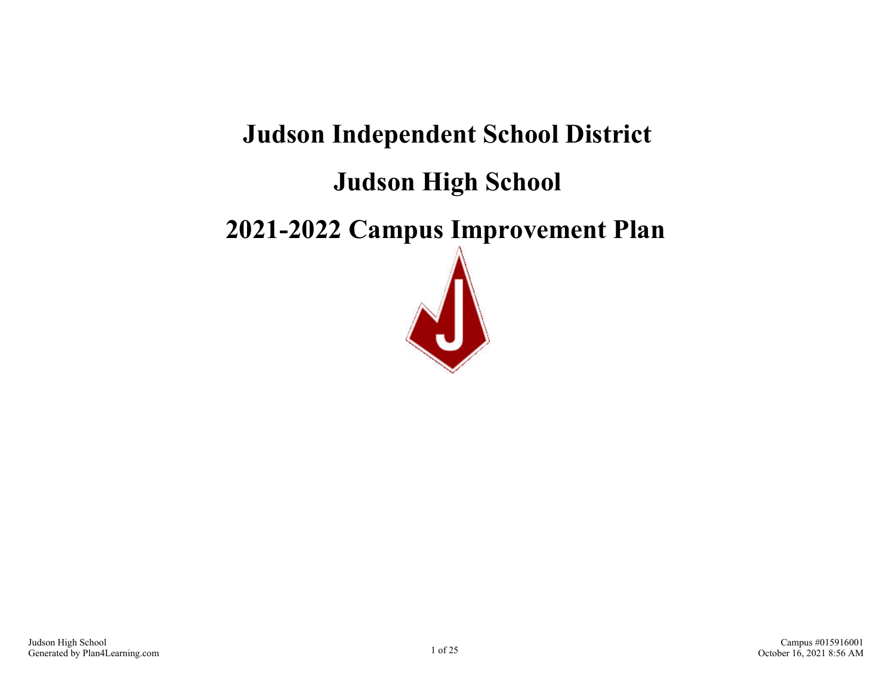# Judson Independent School District

# Judson High School

# 2021-2022 Campus Improvement Plan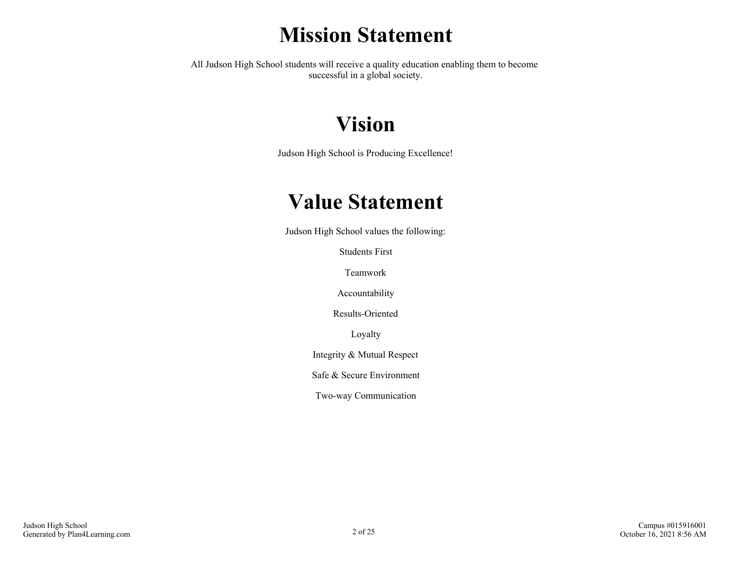# Mission Statement

All Judson High School students will receive a quality education enabling them to become successful in a global society.

# Vision

Judson High School is Producing Excellence!

# Value Statement

Judson High School values the following:

Students First

Teamwork

Accountability

Results-Oriented

Loyalty

Integrity & Mutual Respect

Safe & Secure Environment

Two-way Communication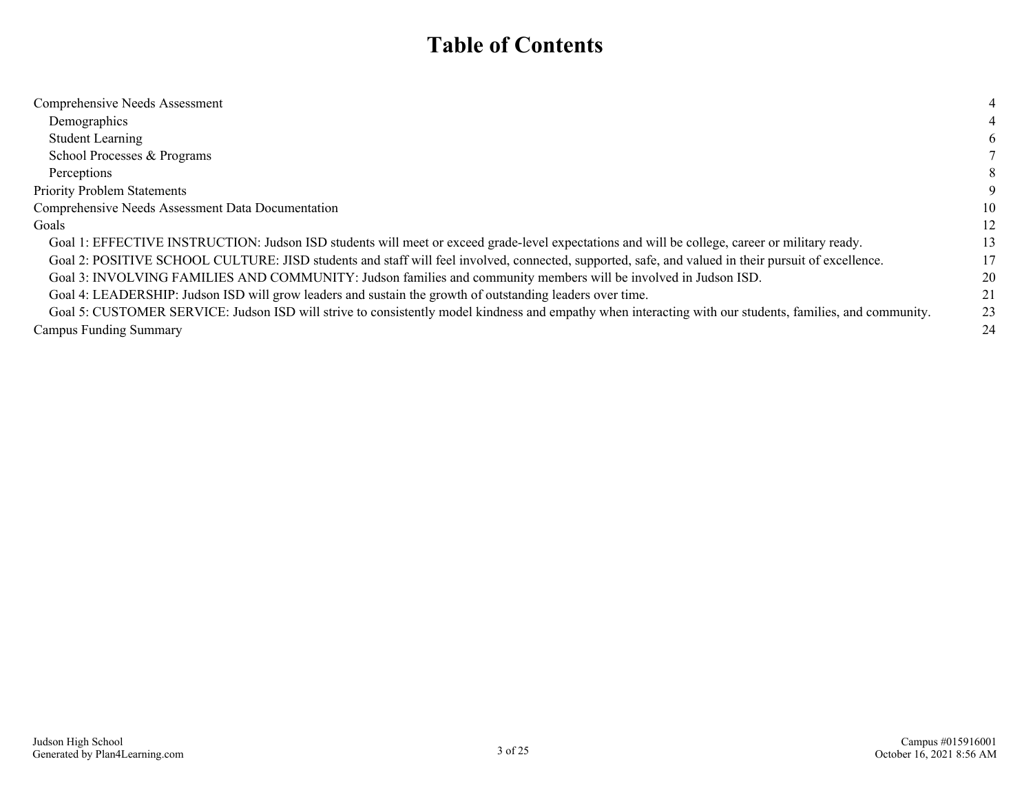# Table of Contents

| | |
|---|---|
| Comprehensive Needs Assessment | 4 |
| Demographics | 4 |
| Student Learning | 6 |
| School Processes & Programs | 7 |
| Perceptions | 8 |
| Priority Problem Statements | 9 |
| Comprehensive Needs Assessment Data Documentation | 10 |
| Goals | 12 |
| Goal 1: EFFECTIVE INSTRUCTION: Judson ISD students will meet or exceed grade-level expectations and will be college, career or military ready. | 13 |
| Goal 2: POSITIVE SCHOOL CULTURE: JISD students and staff will feel involved, connected, supported, safe, and valued in their pursuit of excellence. | 17 |
| Goal 3: INVOLVING FAMILIES AND COMMUNITY: Judson families and community members will be involved in Judson ISD. | 20 |
| Goal 4: LEADERSHIP: Judson ISD will grow leaders and sustain the growth of outstanding leaders over time. | 21 |
| Goal 5: CUSTOMER SERVICE: Judson ISD will strive to consistently model kindness and empathy when interacting with our students, families, and community. | 23 |
| Campus Funding Summary | 24 |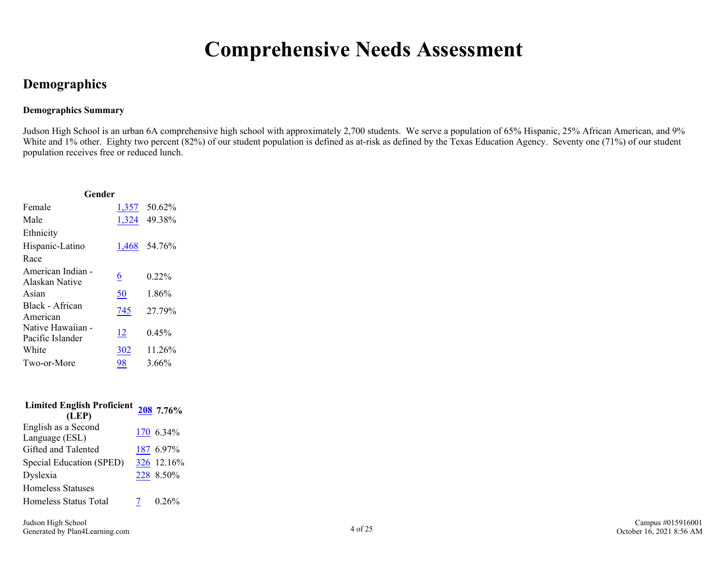# Comprehensive Needs Assessment

## Demographics

### Demographics Summary

Judson High School is an urban 6A comprehensive high school with approximately 2,700 students. We serve a population of 65% Hispanic, 25% African American, and 9% White and 1% other. Eighty two percent (82%) of our student population is defined as at-risk as defined by the Texas Education Agency. Seventy one (71%) of our student population receives free or reduced lunch.

| **Gender** | | |
|---|---|---|
| Female | 1,357 | 50.62% |
| Male | 1,324 | 49.38% |
| Ethnicity | | |
| Hispanic-Latino | 1,468 | 54.76% |
| Race | | |
| American Indian - Alaskan Native | 6 | 0.22% |
| Asian | 50 | 1.86% |
| Black - African American | 745 | 27.79% |
| Native Hawaiian - Pacific Islander | 12 | 0.45% |
| White | 302 | 11.26% |
| Two-or-More | 98 | 3.66% |

| **Limited English Proficient (LEP)** | **208** | **7.76%** |
|---|---|---|
| English as a Second Language (ESL) | 170 | 6.34% |
| Gifted and Talented | 187 | 6.97% |
| Special Education (SPED) | 326 | 12.16% |
| Dyslexia | 228 | 8.50% |
| Homeless Statuses | | |
| Homeless Status Total | 7 | 0.26% |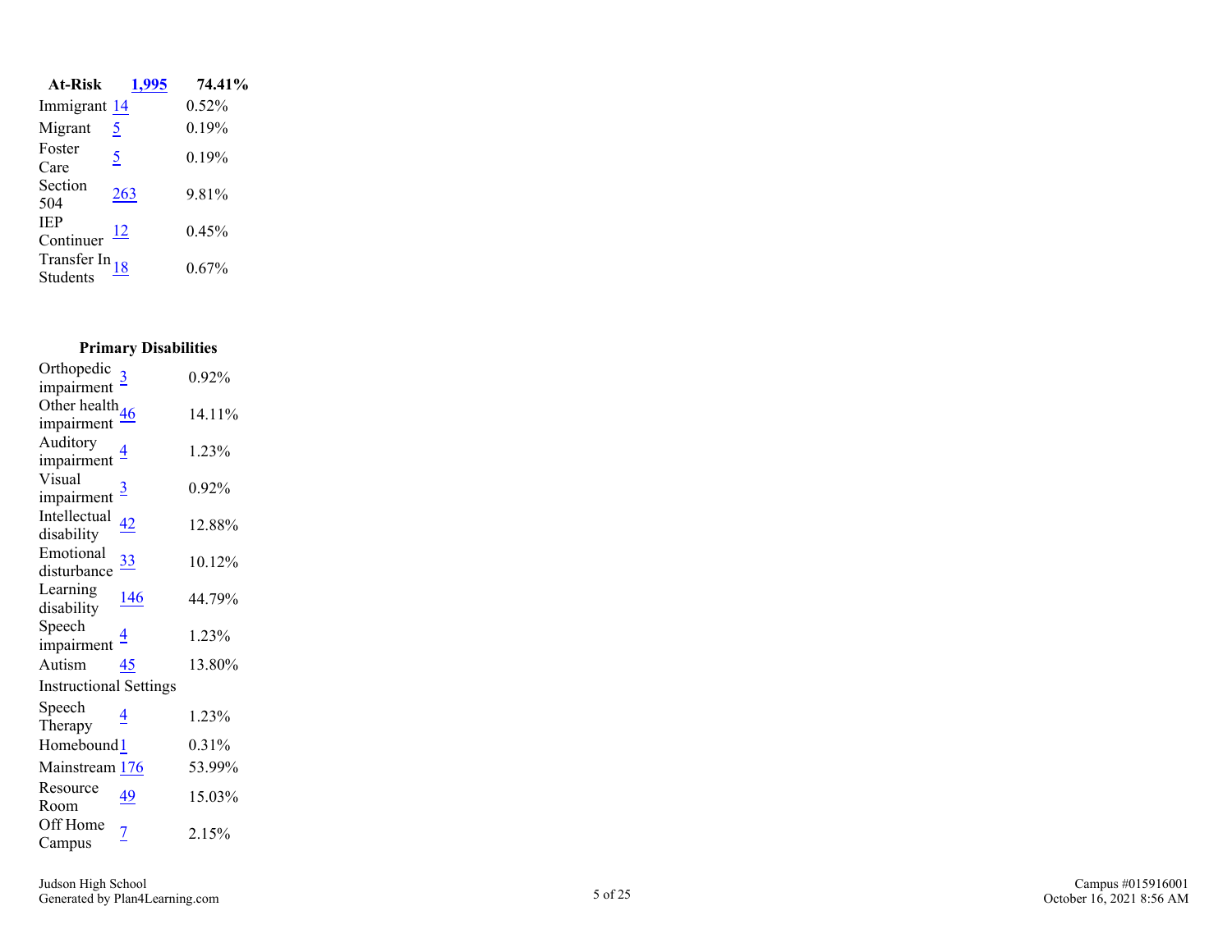| At-Risk | 1,995 | 74.41% |
| --- | --- | --- |
| Immigrant | 14 | 0.52% |
| Migrant | 5 | 0.19% |
| Foster Care | 5 | 0.19% |
| Section 504 | 263 | 9.81% |
| IEP Continuer | 12 | 0.45% |
| Transfer In Students | 18 | 0.67% |

| Primary Disabilities | | |
| --- | --- | --- |
| Orthopedic impairment | 3 | 0.92% |
| Other health impairment | 46 | 14.11% |
| Auditory impairment | 4 | 1.23% |
| Visual impairment | 3 | 0.92% |
| Intellectual disability | 42 | 12.88% |
| Emotional disturbance | 33 | 10.12% |
| Learning disability | 146 | 44.79% |
| Speech impairment | 4 | 1.23% |
| Autism | 45 | 13.80% |
| Instructional Settings | | |
| Speech Therapy | 4 | 1.23% |
| Homebound | 1 | 0.31% |
| Mainstream | 176 | 53.99% |
| Resource Room | 49 | 15.03% |
| Off Home Campus | 7 | 2.15% |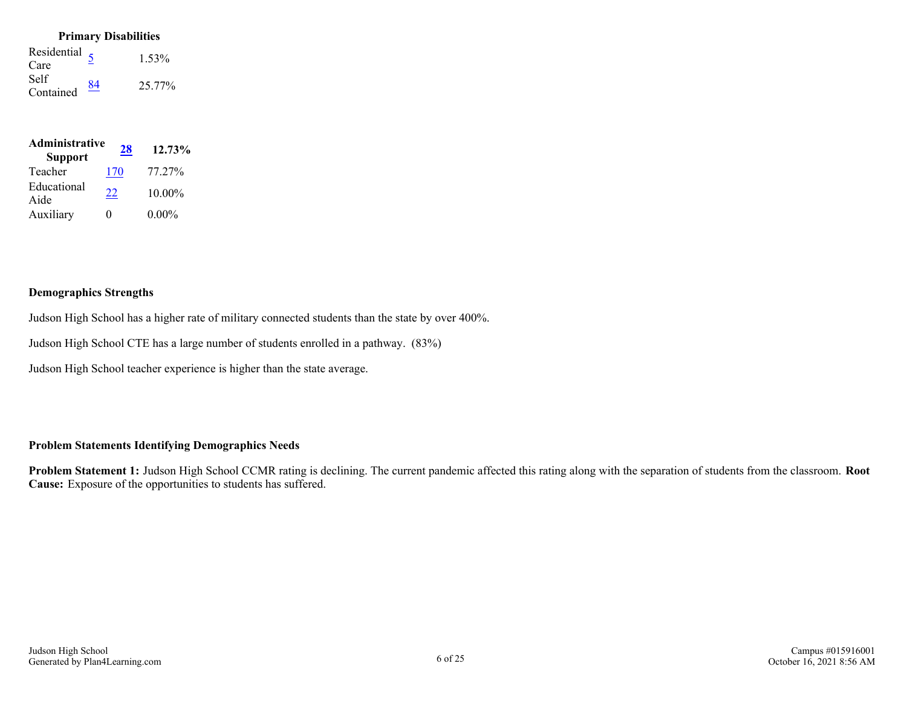| Primary Disabilities | | |
|---|---|---|
| Residential Care | 5 | 1.53% |
| Self Contained | 84 | 25.77% |

| **Administrative Support** | **28** | **12.73%** |
|---|---|---|
| Teacher | 170 | 77.27% |
| Educational Aide | 22 | 10.00% |
| Auxiliary | 0 | 0.00% |

### Demographics Strengths

Judson High School has a higher rate of military connected students than the state by over 400%.

Judson High School CTE has a large number of students enrolled in a pathway. (83%)

Judson High School teacher experience is higher than the state average.

### Problem Statements Identifying Demographics Needs

**Problem Statement 1:** Judson High School CCMR rating is declining. The current pandemic affected this rating along with the separation of students from the classroom. **Root Cause:** Exposure of the opportunities to students has suffered.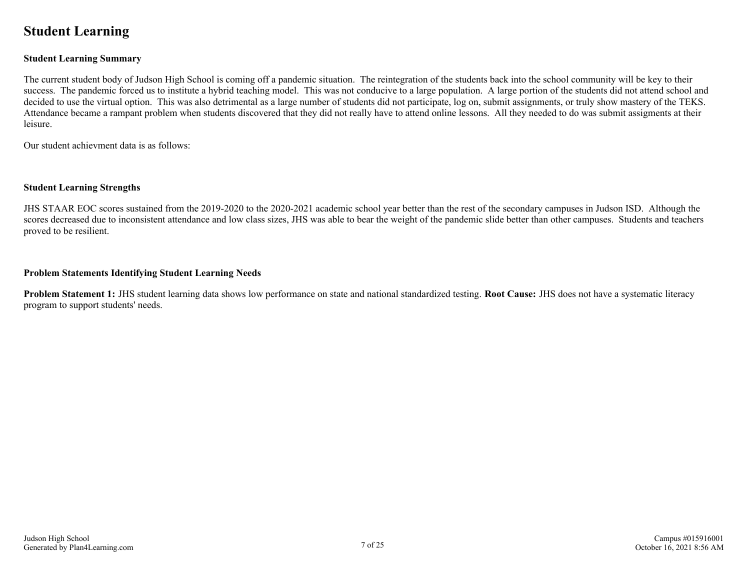# Student Learning

### Student Learning Summary

The current student body of Judson High School is coming off a pandemic situation. The reintegration of the students back into the school community will be key to their success. The pandemic forced us to institute a hybrid teaching model. This was not conducive to a large population. A large portion of the students did not attend school and decided to use the virtual option. This was also detrimental as a large number of students did not participate, log on, submit assignments, or truly show mastery of the TEKS. Attendance became a rampant problem when students discovered that they did not really have to attend online lessons. All they needed to do was submit assigments at their leisure.

Our student achievment data is as follows:

### Student Learning Strengths

JHS STAAR EOC scores sustained from the 2019-2020 to the 2020-2021 academic school year better than the rest of the secondary campuses in Judson ISD. Although the scores decreased due to inconsistent attendance and low class sizes, JHS was able to bear the weight of the pandemic slide better than other campuses. Students and teachers proved to be resilient.

### Problem Statements Identifying Student Learning Needs

**Problem Statement 1:** JHS student learning data shows low performance on state and national standardized testing. **Root Cause:** JHS does not have a systematic literacy program to support students' needs.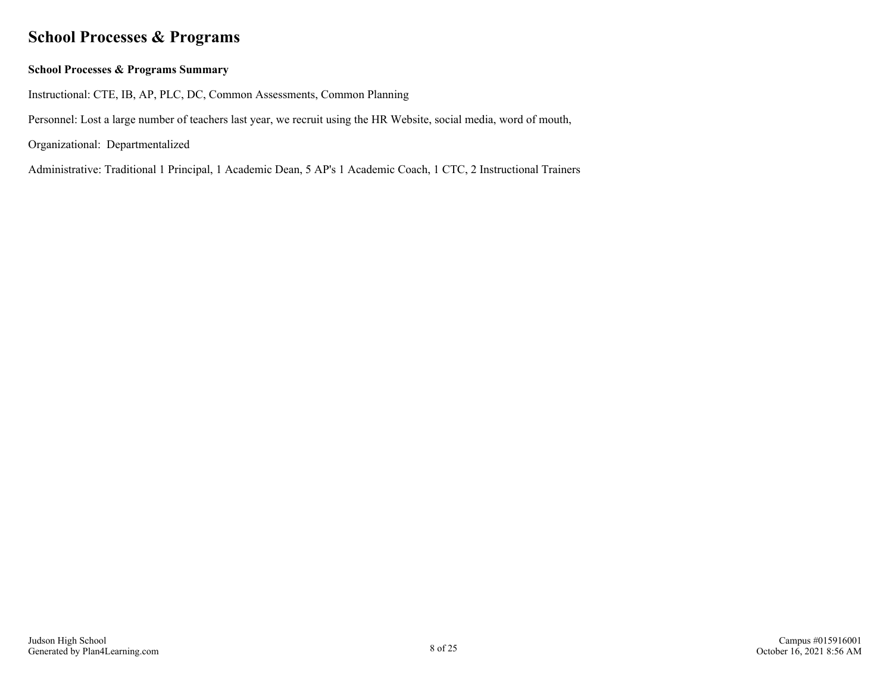# School Processes & Programs

**School Processes & Programs Summary**

Instructional: CTE, IB, AP, PLC, DC, Common Assessments, Common Planning

Personnel: Lost a large number of teachers last year, we recruit using the HR Website, social media, word of mouth,

Organizational: Departmentalized

Administrative: Traditional 1 Principal, 1 Academic Dean, 5 AP's 1 Academic Coach, 1 CTC, 2 Instructional Trainers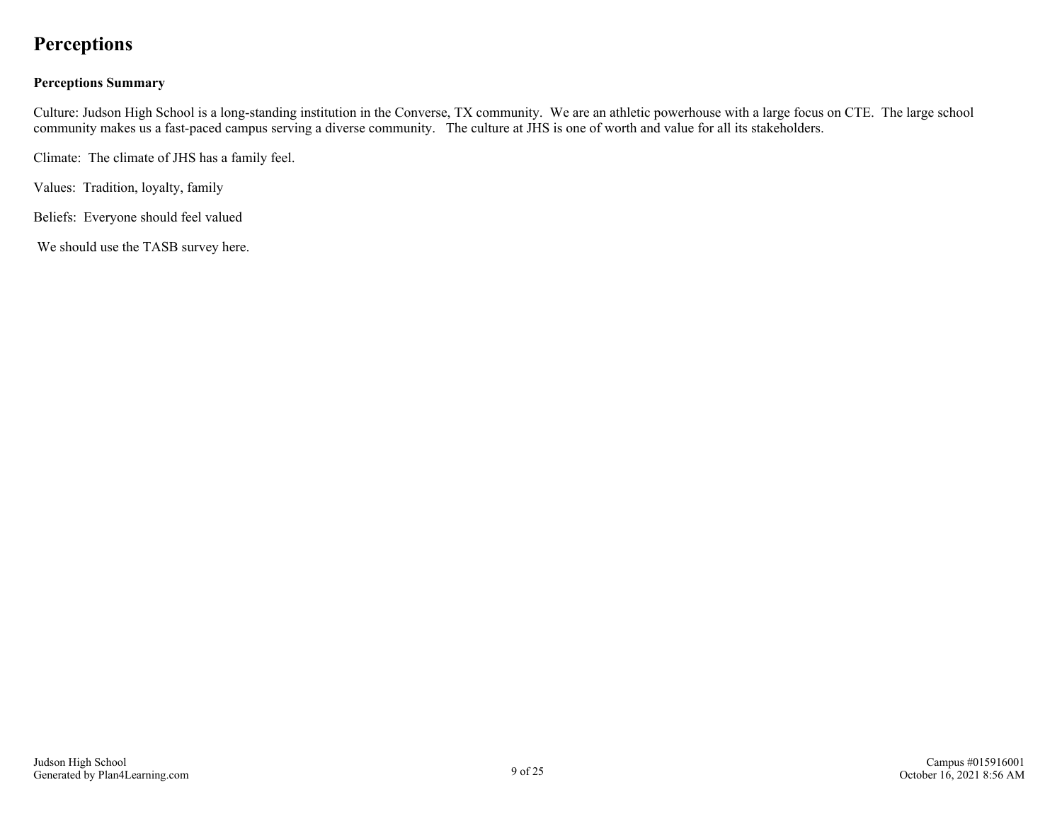# Perceptions

### Perceptions Summary

Culture: Judson High School is a long-standing institution in the Converse, TX community. We are an athletic powerhouse with a large focus on CTE. The large school community makes us a fast-paced campus serving a diverse community. The culture at JHS is one of worth and value for all its stakeholders.

Climate: The climate of JHS has a family feel.

Values: Tradition, loyalty, family

Beliefs: Everyone should feel valued

We should use the TASB survey here.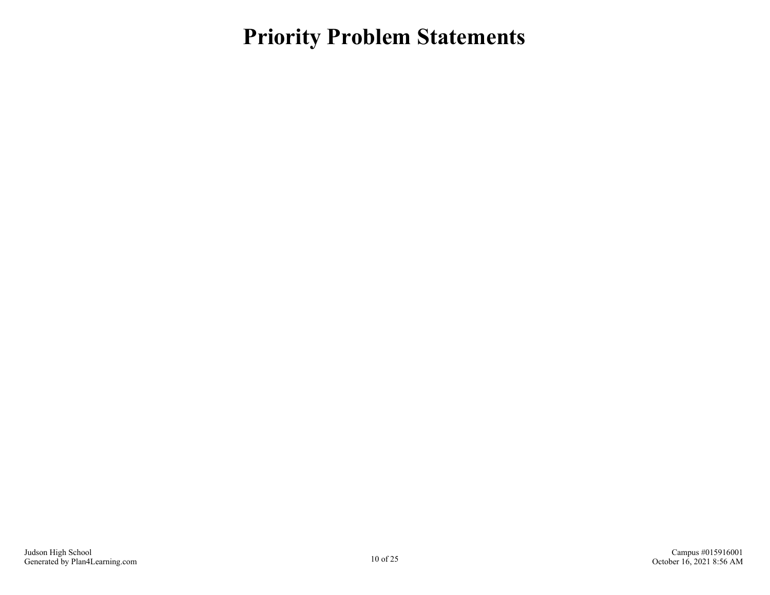# Priority Problem Statements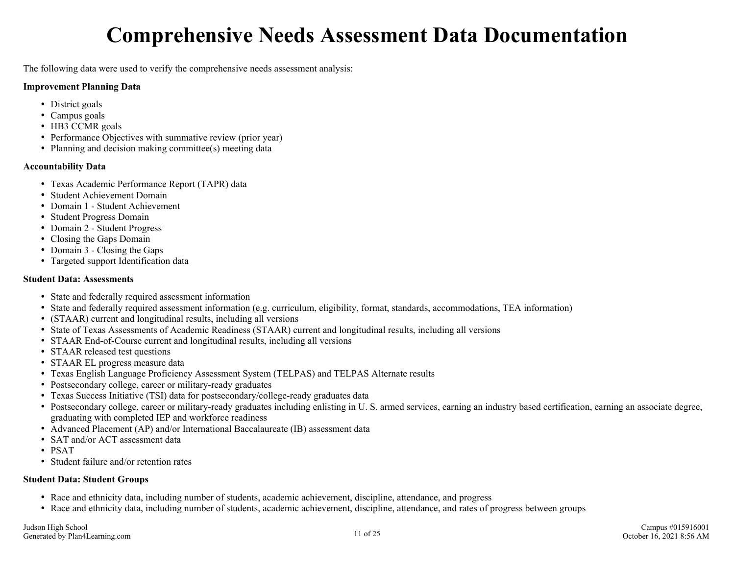# Comprehensive Needs Assessment Data Documentation

The following data were used to verify the comprehensive needs assessment analysis:

**Improvement Planning Data**

- District goals
- Campus goals
- HB3 CCMR goals
- Performance Objectives with summative review (prior year)
- Planning and decision making committee(s) meeting data

**Accountability Data**

- Texas Academic Performance Report (TAPR) data
- Student Achievement Domain
- Domain 1 - Student Achievement
- Student Progress Domain
- Domain 2 - Student Progress
- Closing the Gaps Domain
- Domain 3 - Closing the Gaps
- Targeted support Identification data

**Student Data: Assessments**

- State and federally required assessment information
- State and federally required assessment information (e.g. curriculum, eligibility, format, standards, accommodations, TEA information)
- (STAAR) current and longitudinal results, including all versions
- State of Texas Assessments of Academic Readiness (STAAR) current and longitudinal results, including all versions
- STAAR End-of-Course current and longitudinal results, including all versions
- STAAR released test questions
- STAAR EL progress measure data
- Texas English Language Proficiency Assessment System (TELPAS) and TELPAS Alternate results
- Postsecondary college, career or military-ready graduates
- Texas Success Initiative (TSI) data for postsecondary/college-ready graduates data
- Postsecondary college, career or military-ready graduates including enlisting in U. S. armed services, earning an industry based certification, earning an associate degree, graduating with completed IEP and workforce readiness
- Advanced Placement (AP) and/or International Baccalaureate (IB) assessment data
- SAT and/or ACT assessment data
- PSAT
- Student failure and/or retention rates

**Student Data: Student Groups**

- Race and ethnicity data, including number of students, academic achievement, discipline, attendance, and progress
- Race and ethnicity data, including number of students, academic achievement, discipline, attendance, and rates of progress between groups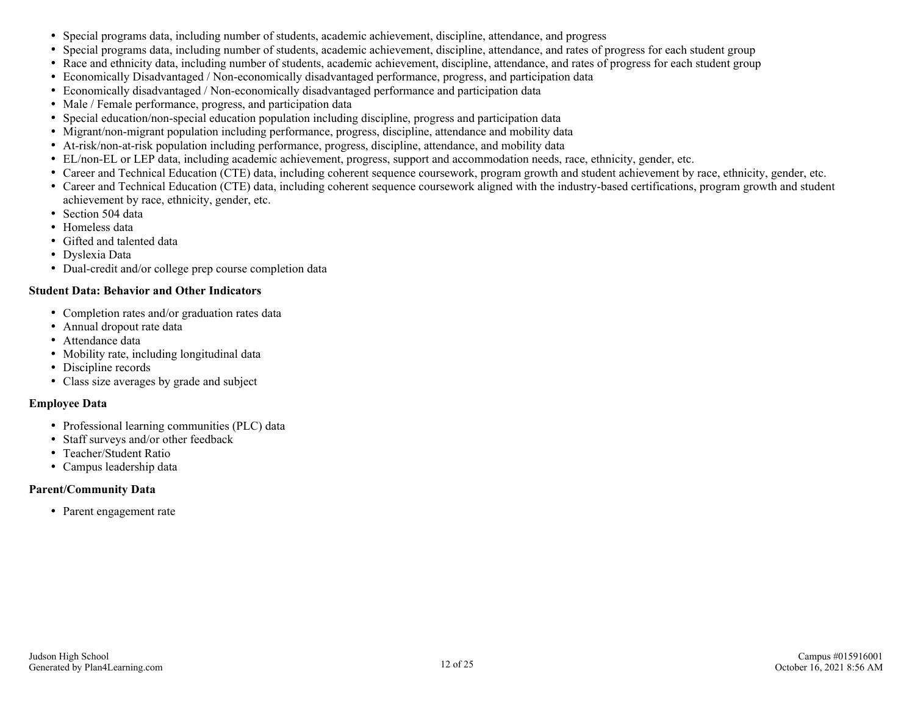- Special programs data, including number of students, academic achievement, discipline, attendance, and progress
- Special programs data, including number of students, academic achievement, discipline, attendance, and rates of progress for each student group
- Race and ethnicity data, including number of students, academic achievement, discipline, attendance, and rates of progress for each student group
- Economically Disadvantaged / Non-economically disadvantaged performance, progress, and participation data
- Economically disadvantaged / Non-economically disadvantaged performance and participation data
- Male / Female performance, progress, and participation data
- Special education/non-special education population including discipline, progress and participation data
- Migrant/non-migrant population including performance, progress, discipline, attendance and mobility data
- At-risk/non-at-risk population including performance, progress, discipline, attendance, and mobility data
- EL/non-EL or LEP data, including academic achievement, progress, support and accommodation needs, race, ethnicity, gender, etc.
- Career and Technical Education (CTE) data, including coherent sequence coursework, program growth and student achievement by race, ethnicity, gender, etc.
- Career and Technical Education (CTE) data, including coherent sequence coursework aligned with the industry-based certifications, program growth and student achievement by race, ethnicity, gender, etc.
- Section 504 data
- Homeless data
- Gifted and talented data
- Dyslexia Data
- Dual-credit and/or college prep course completion data

**Student Data: Behavior and Other Indicators**

- Completion rates and/or graduation rates data
- Annual dropout rate data
- Attendance data
- Mobility rate, including longitudinal data
- Discipline records
- Class size averages by grade and subject

**Employee Data**

- Professional learning communities (PLC) data
- Staff surveys and/or other feedback
- Teacher/Student Ratio
- Campus leadership data

**Parent/Community Data**

- Parent engagement rate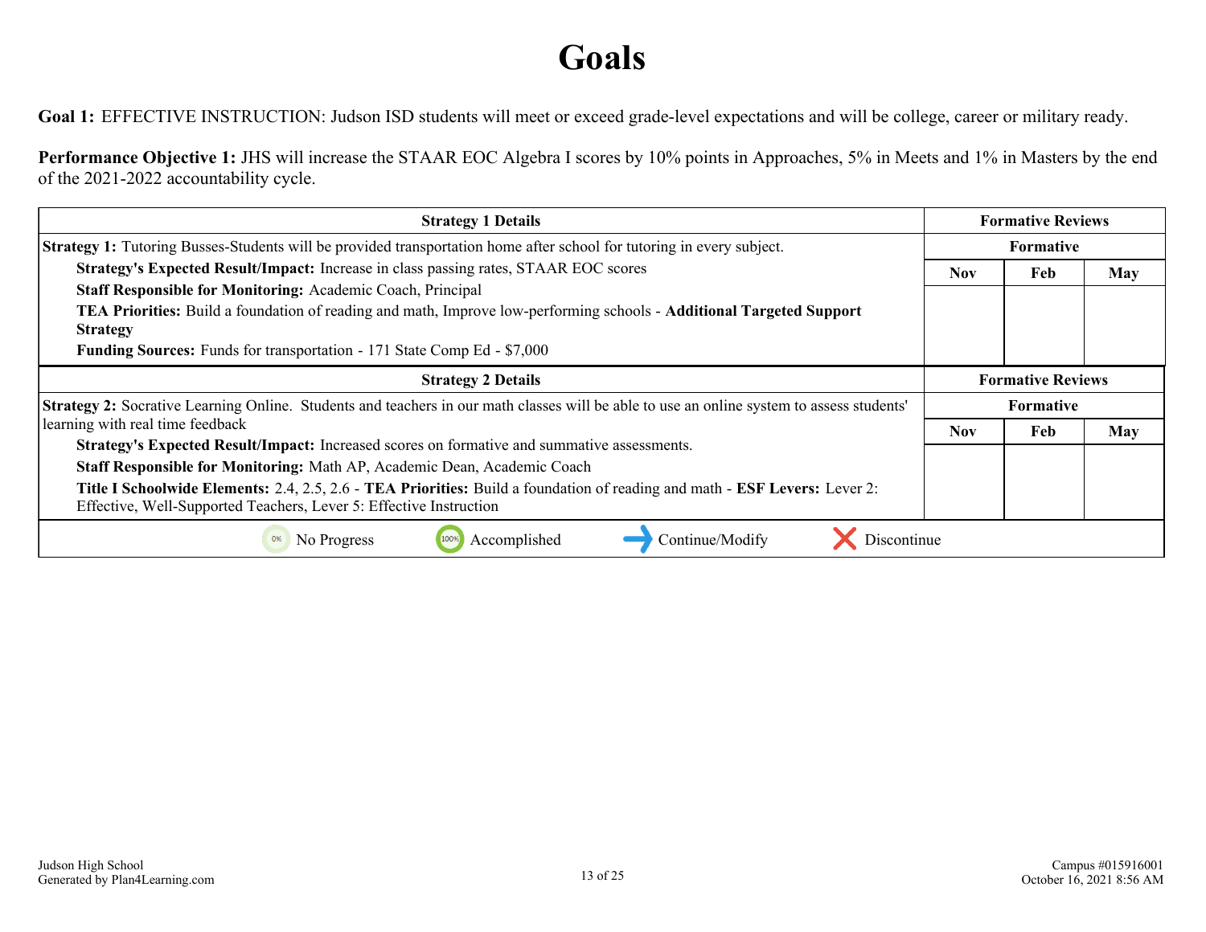# Goals

**Goal 1:** EFFECTIVE INSTRUCTION: Judson ISD students will meet or exceed grade-level expectations and will be college, career or military ready.

**Performance Objective 1:** JHS will increase the STAAR EOC Algebra I scores by 10% points in Approaches, 5% in Meets and 1% in Masters by the end of the 2021-2022 accountability cycle.

| Strategy 1 Details | Formative Reviews | | |
|---|---|---|---|
| | Formative | | |
| | Nov | Feb | May |
| **Strategy 1:** Tutoring Busses-Students will be provided transportation home after school for tutoring in every subject.<br>**Strategy's Expected Result/Impact:** Increase in class passing rates, STAAR EOC scores<br>**Staff Responsible for Monitoring:** Academic Coach, Principal<br>**TEA Priorities:** Build a foundation of reading and math, Improve low-performing schools - **Additional Targeted Support Strategy**<br>**Funding Sources:** Funds for transportation - 171 State Comp Ed - $7,000 | | | |

| Strategy 2 Details | Formative Reviews | | |
|---|---|---|---|
| | Formative | | |
| | Nov | Feb | May |
| **Strategy 2:** Socrative Learning Online. Students and teachers in our math classes will be able to use an online system to assess students' learning with real time feedback<br>**Strategy's Expected Result/Impact:** Increased scores on formative and summative assessments.<br>**Staff Responsible for Monitoring:** Math AP, Academic Dean, Academic Coach<br>**Title I Schoolwide Elements:** 2.4, 2.5, 2.6 - **TEA Priorities:** Build a foundation of reading and math - **ESF Levers:** Lever 2: Effective, Well-Supported Teachers, Lever 5: Effective Instruction | | | |

0% No Progress | 100% Accomplished | Continue/Modify | Discontinue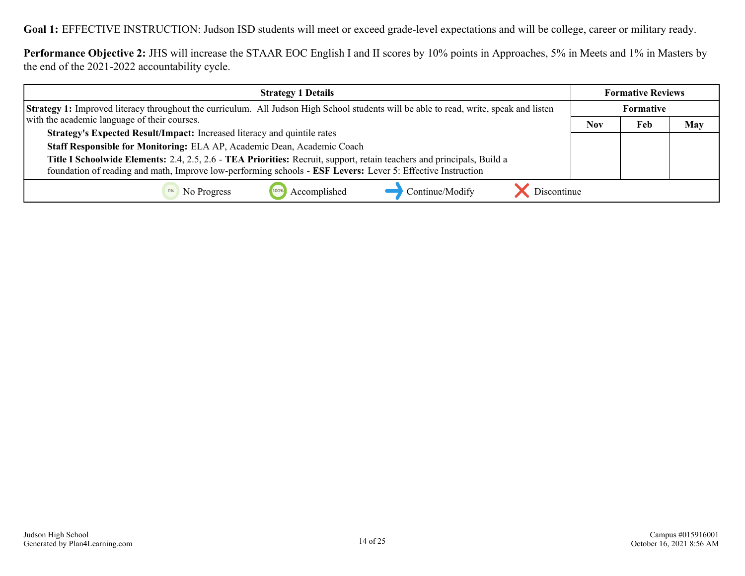**Goal 1:** EFFECTIVE INSTRUCTION: Judson ISD students will meet or exceed grade-level expectations and will be college, career or military ready.

**Performance Objective 2:** JHS will increase the STAAR EOC English I and II scores by 10% points in Approaches, 5% in Meets and 1% in Masters by the end of the 2021-2022 accountability cycle.

| Strategy 1 Details | Formative Reviews | | |
|---|---|---|---|
| | Formative | | |
| | Nov | Feb | May |
| **Strategy 1:** Improved literacy throughout the curriculum. All Judson High School students will be able to read, write, speak and listen with the academic language of their courses.<br>**Strategy's Expected Result/Impact:** Increased literacy and quintile rates<br>**Staff Responsible for Monitoring:** ELA AP, Academic Dean, Academic Coach<br>**Title I Schoolwide Elements:** 2.4, 2.5, 2.6 - **TEA Priorities:** Recruit, support, retain teachers and principals, Build a foundation of reading and math, Improve low-performing schools - **ESF Levers:** Lever 5: Effective Instruction | | | |

0% No Progress | 100% Accomplished | Continue/Modify | Discontinue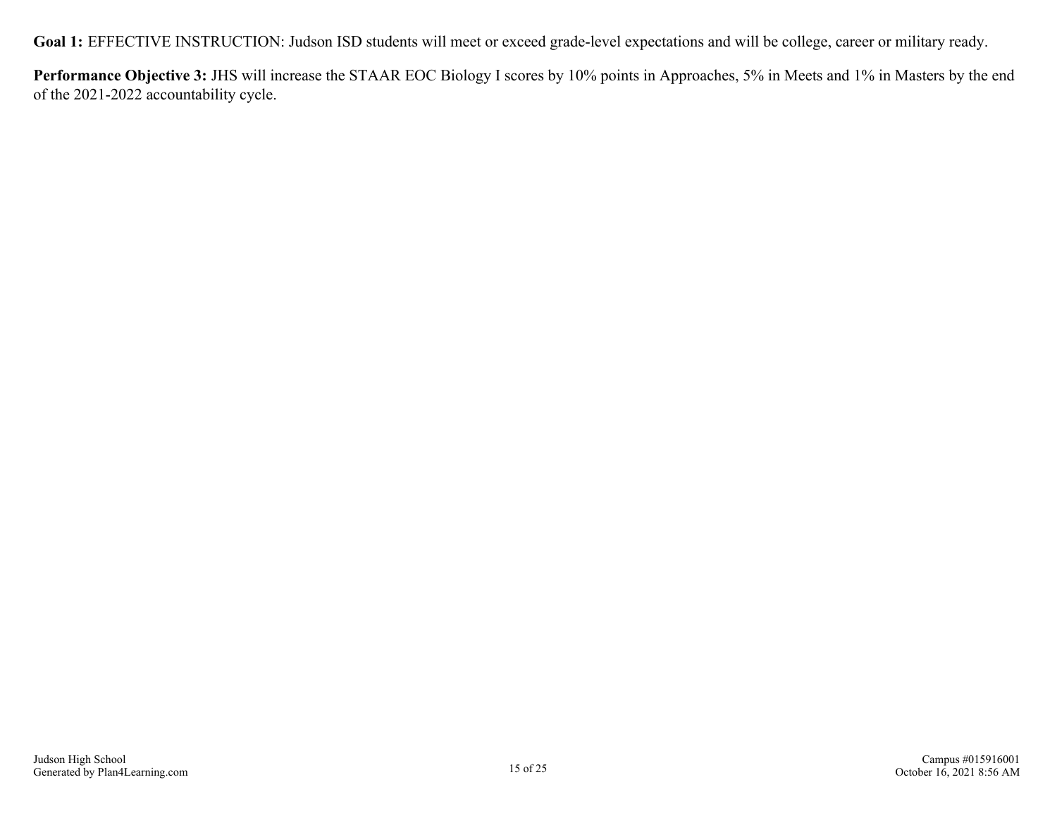**Goal 1:** EFFECTIVE INSTRUCTION: Judson ISD students will meet or exceed grade-level expectations and will be college, career or military ready.

**Performance Objective 3:** JHS will increase the STAAR EOC Biology I scores by 10% points in Approaches, 5% in Meets and 1% in Masters by the end of the 2021-2022 accountability cycle.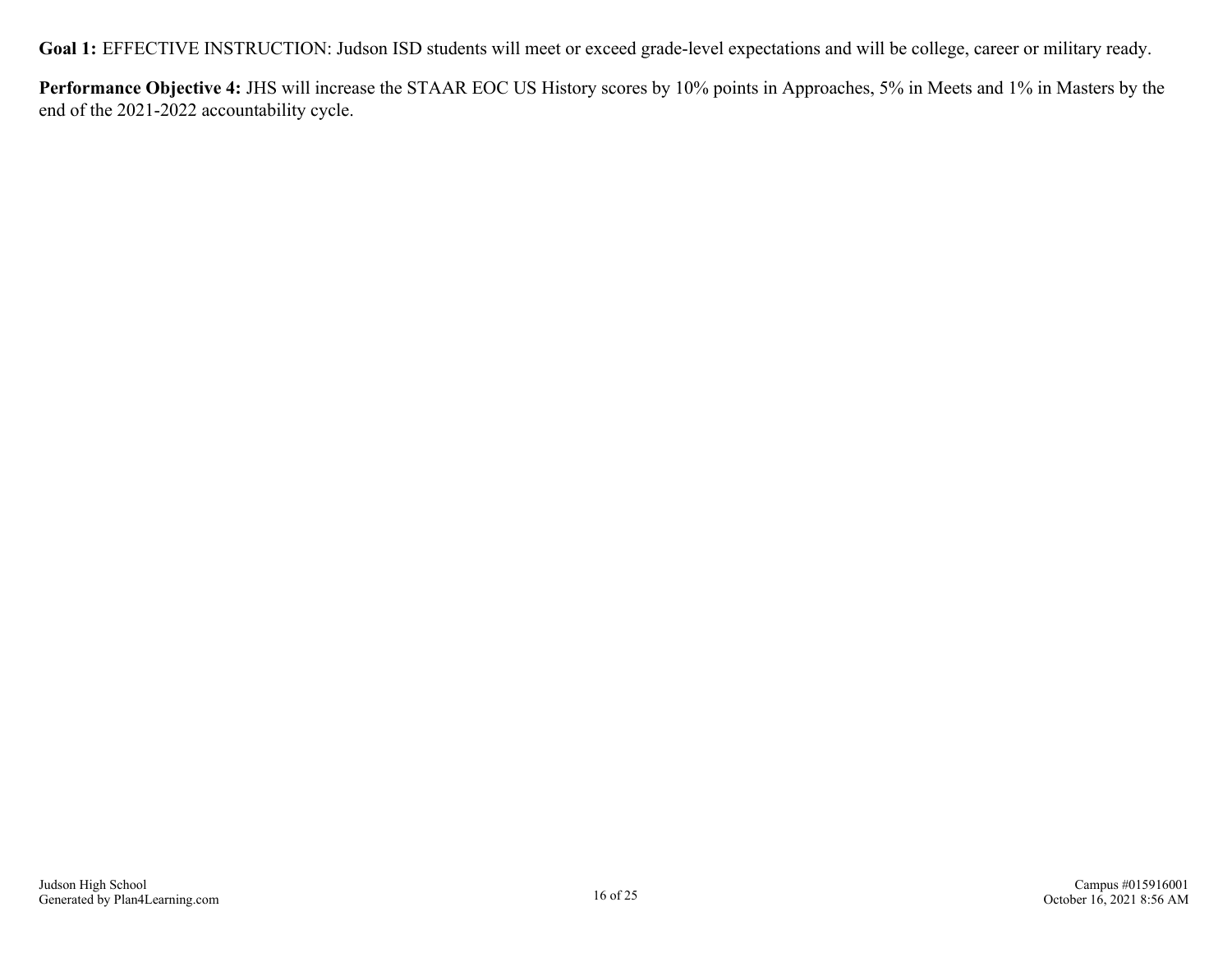**Goal 1:** EFFECTIVE INSTRUCTION: Judson ISD students will meet or exceed grade-level expectations and will be college, career or military ready.

**Performance Objective 4:** JHS will increase the STAAR EOC US History scores by 10% points in Approaches, 5% in Meets and 1% in Masters by the end of the 2021-2022 accountability cycle.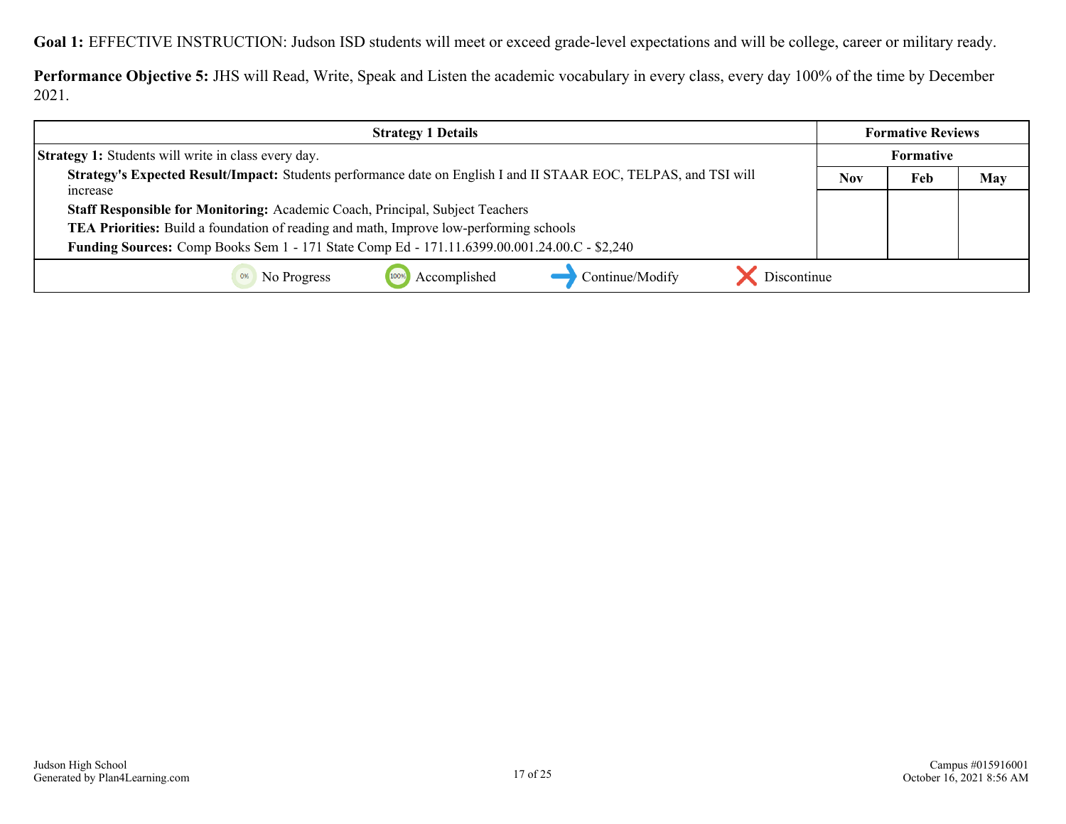**Goal 1:** EFFECTIVE INSTRUCTION: Judson ISD students will meet or exceed grade-level expectations and will be college, career or military ready.

**Performance Objective 5:** JHS will Read, Write, Speak and Listen the academic vocabulary in every class, every day 100% of the time by December 2021.

| Strategy 1 Details | Formative Reviews | | |
|---|---|---|---|
| | Formative | | |
| **Strategy 1:** Students will write in class every day. **Strategy's Expected Result/Impact:** Students performance date on English I and II STAAR EOC, TELPAS, and TSI will increase **Staff Responsible for Monitoring:** Academic Coach, Principal, Subject Teachers **TEA Priorities:** Build a foundation of reading and math, Improve low-performing schools **Funding Sources:** Comp Books Sem 1 - 171 State Comp Ed - 171.11.6399.00.001.24.00.C - $2,240 | Nov | Feb | May |
| | | | |

0% No Progress | 100% Accomplished | Continue/Modify | Discontinue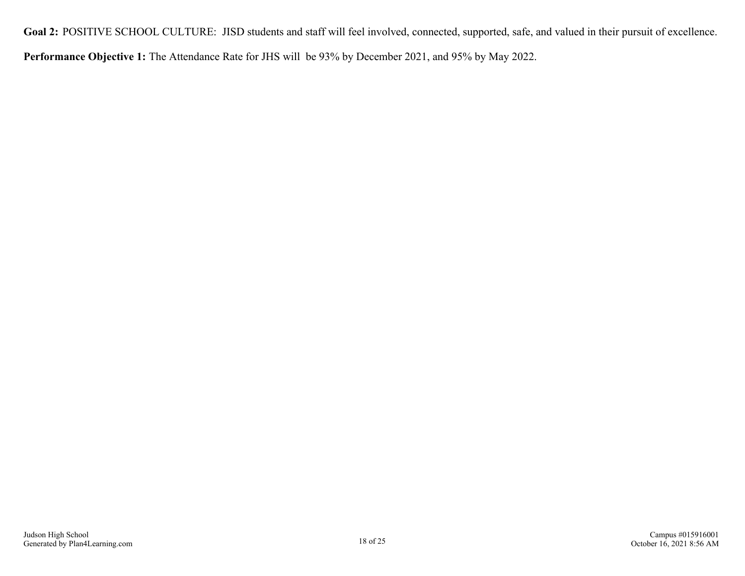**Goal 2:** POSITIVE SCHOOL CULTURE: JISD students and staff will feel involved, connected, supported, safe, and valued in their pursuit of excellence.

**Performance Objective 1:** The Attendance Rate for JHS will be 93% by December 2021, and 95% by May 2022.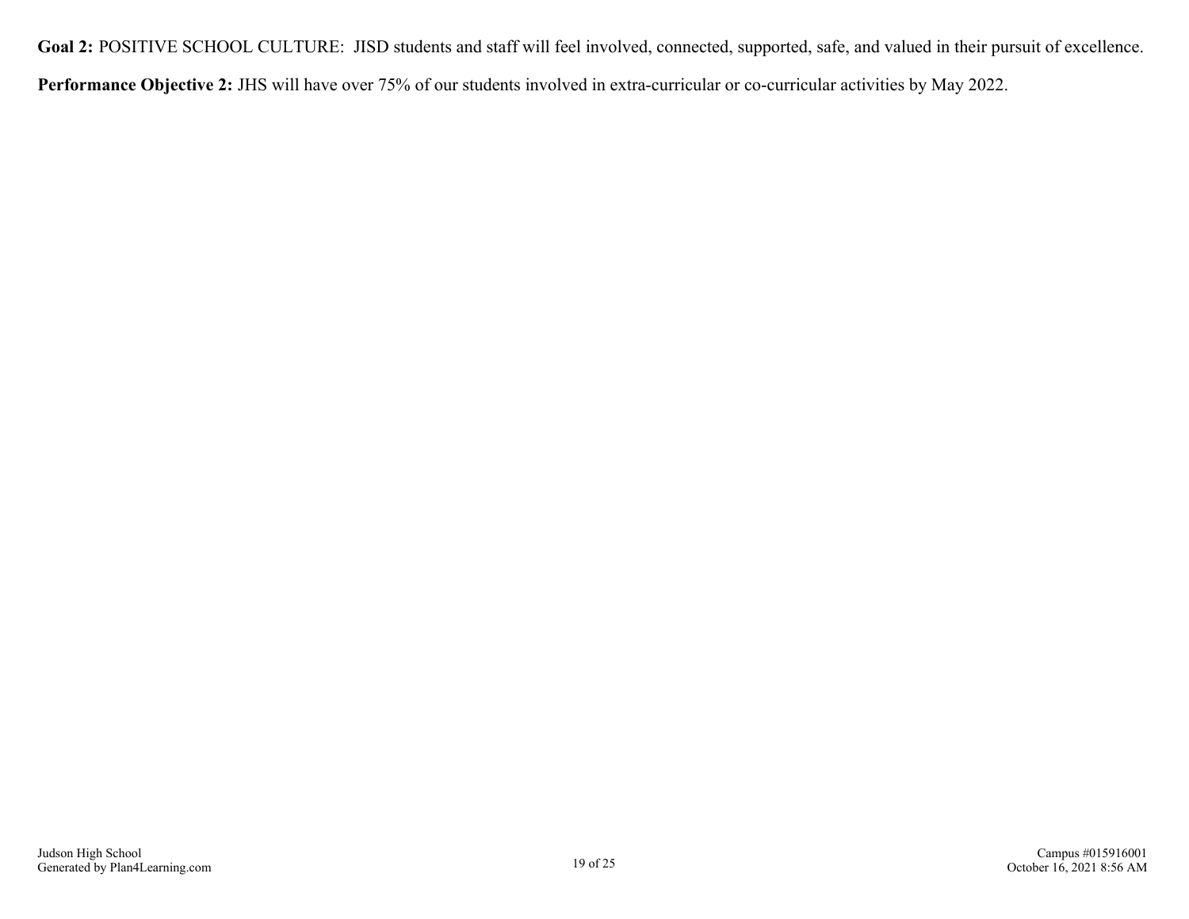**Goal 2:** POSITIVE SCHOOL CULTURE: JISD students and staff will feel involved, connected, supported, safe, and valued in their pursuit of excellence.

**Performance Objective 2:** JHS will have over 75% of our students involved in extra-curricular or co-curricular activities by May 2022.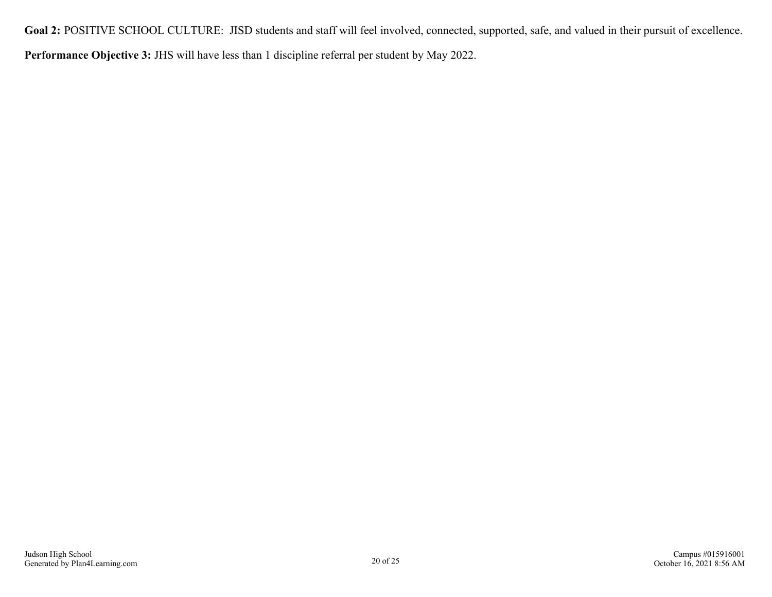**Goal 2:** POSITIVE SCHOOL CULTURE: JISD students and staff will feel involved, connected, supported, safe, and valued in their pursuit of excellence.

**Performance Objective 3:** JHS will have less than 1 discipline referral per student by May 2022.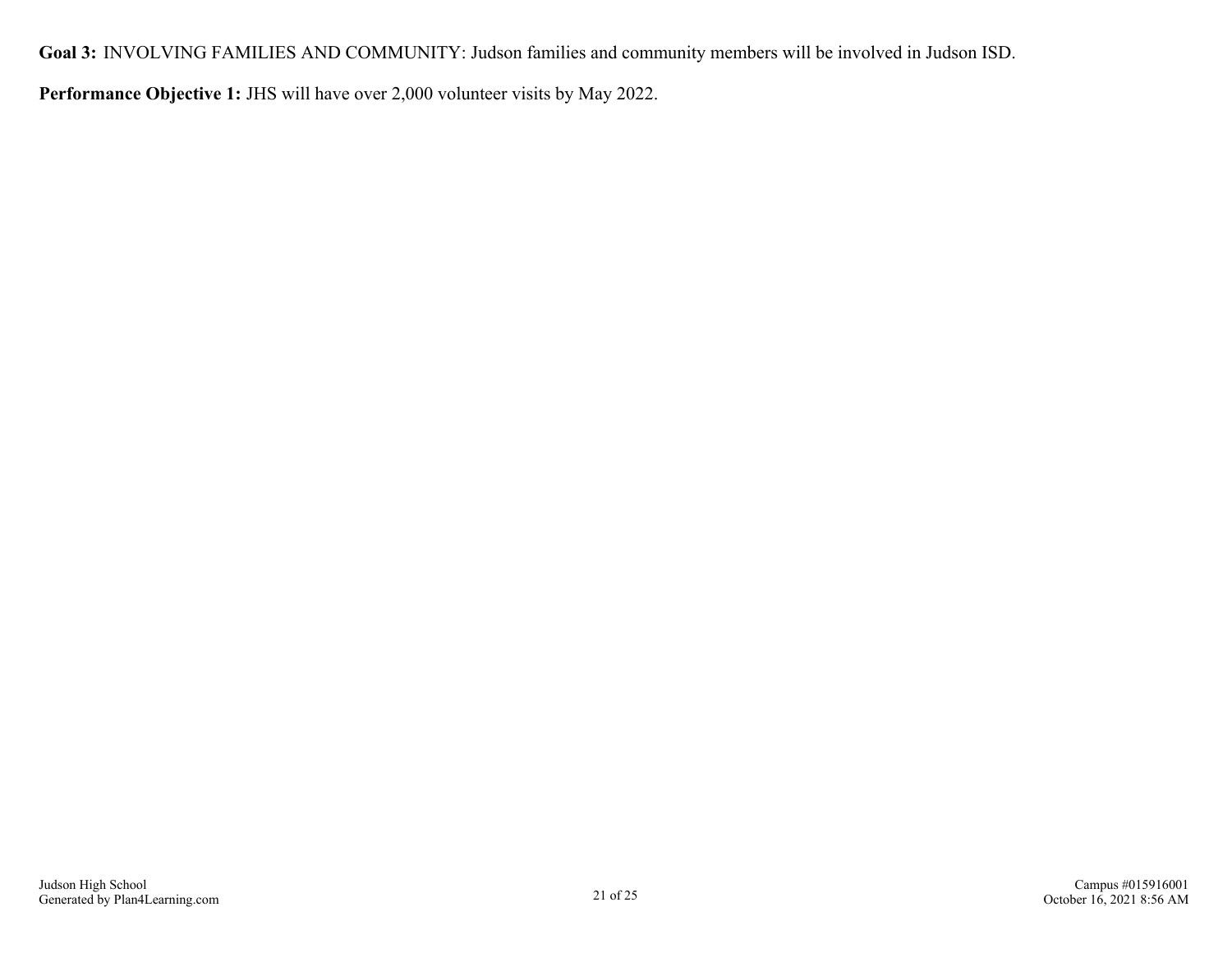**Goal 3:** INVOLVING FAMILIES AND COMMUNITY: Judson families and community members will be involved in Judson ISD.

**Performance Objective 1:** JHS will have over 2,000 volunteer visits by May 2022.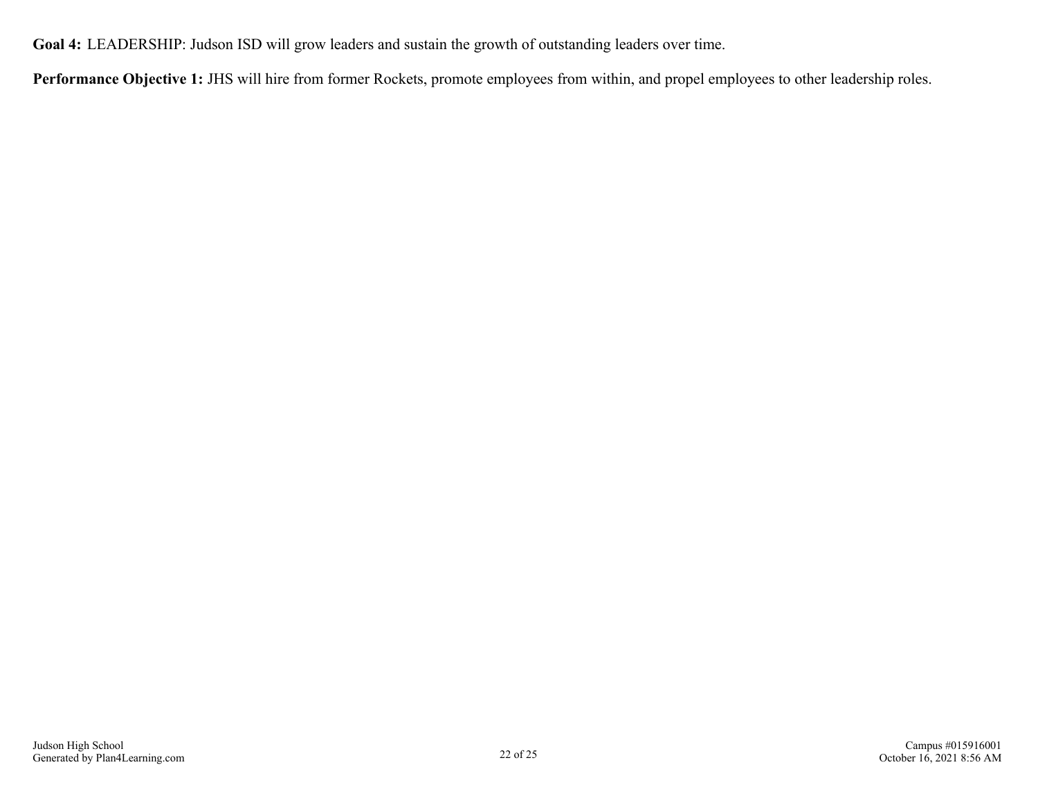**Goal 4:** LEADERSHIP: Judson ISD will grow leaders and sustain the growth of outstanding leaders over time.

**Performance Objective 1:** JHS will hire from former Rockets, promote employees from within, and propel employees to other leadership roles.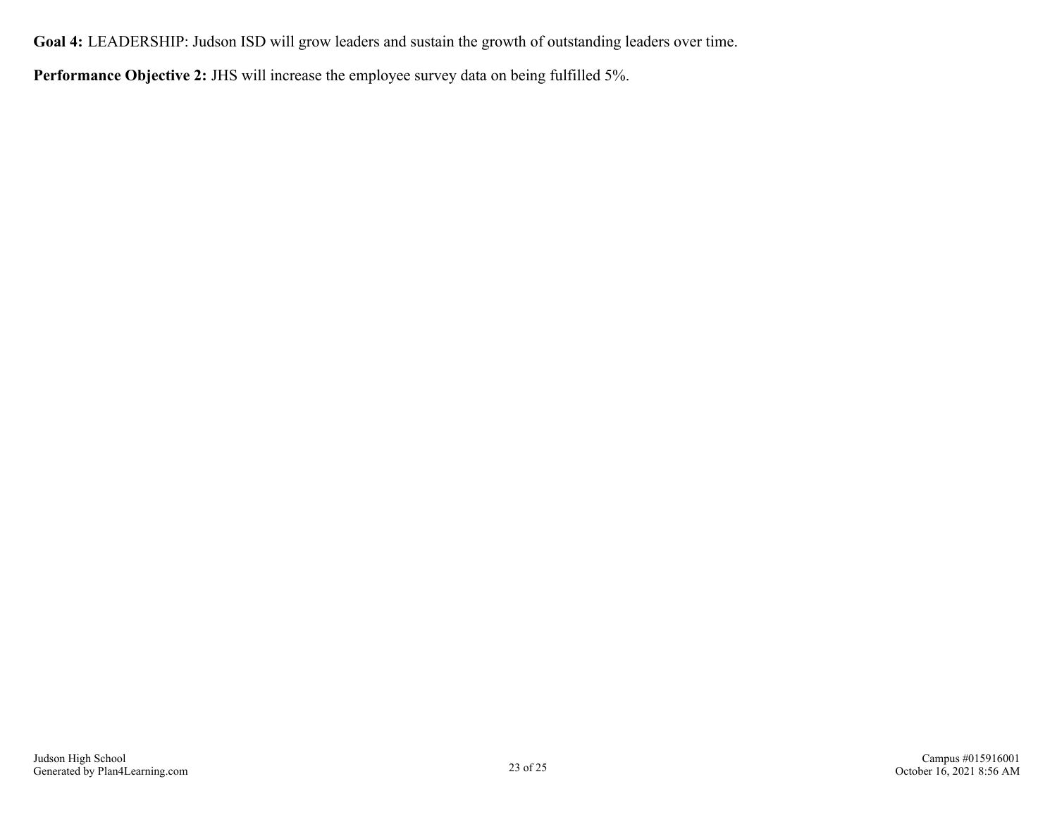**Goal 4:** LEADERSHIP: Judson ISD will grow leaders and sustain the growth of outstanding leaders over time.

**Performance Objective 2:** JHS will increase the employee survey data on being fulfilled 5%.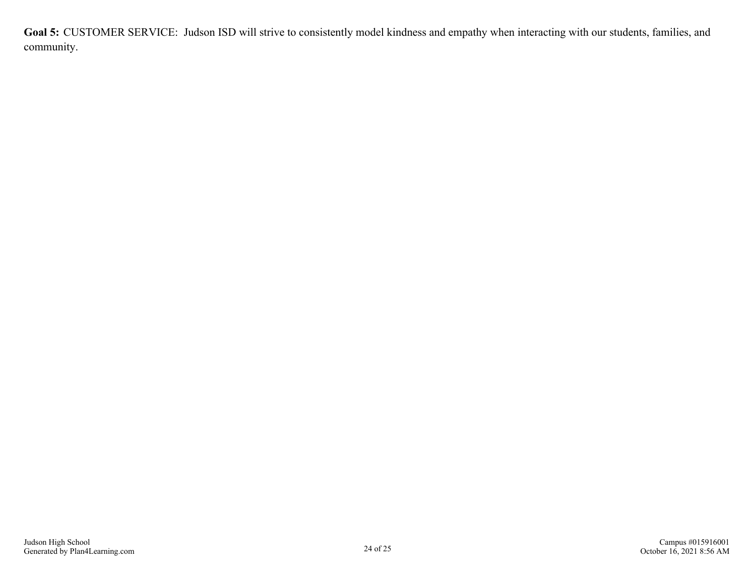**Goal 5:** CUSTOMER SERVICE: Judson ISD will strive to consistently model kindness and empathy when interacting with our students, families, and community.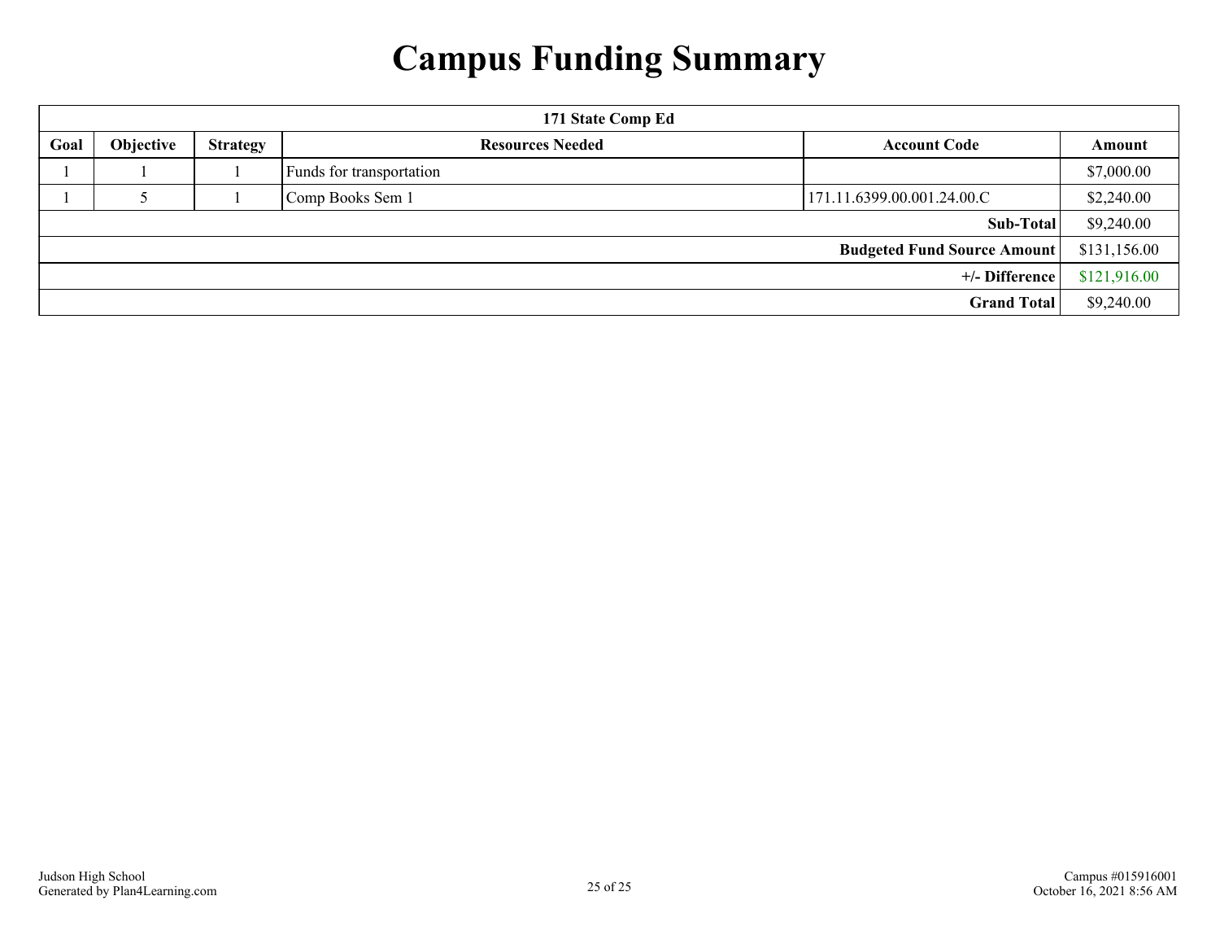# Campus Funding Summary

| 171 State Comp Ed | | | | | |
|---|---|---|---|---|---|
| **Goal** | **Objective** | **Strategy** | **Resources Needed** | **Account Code** | **Amount** |
| 1 | 1 | 1 | Funds for transportation | | $7,000.00 |
| 1 | 5 | 1 | Comp Books Sem 1 | 171.11.6399.00.001.24.00.C | $2,240.00 |
| | | | | **Sub-Total** | $9,240.00 |
| | | | | **Budgeted Fund Source Amount** | $131,156.00 |
| | | | | **+/- Difference** | $121,916.00 |
| | | | | **Grand Total** | $9,240.00 |